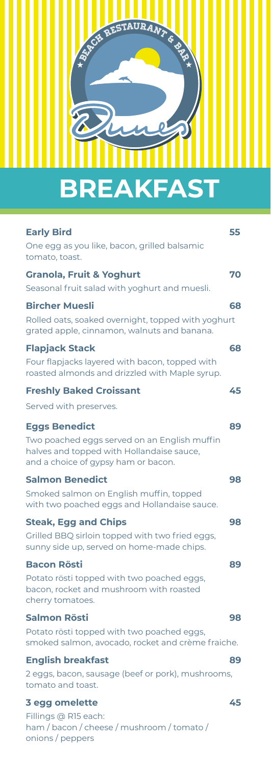BEACH RESTAURANT & BAR

Dunes

# BREAKFAST

**Early Bird** — 55

One egg as you like, bacon, grilled balsamic tomato, toast.

**Granola, Fruit & Yoghurt** — 70

Seasonal fruit salad with yoghurt and muesli.

**Bircher Muesli** — 68

Rolled oats, soaked overnight, topped with yoghurt grated apple, cinnamon, walnuts and banana.

**Flapjack Stack** — 68

Four flapjacks layered with bacon, topped with roasted almonds and drizzled with Maple syrup.

**Freshly Baked Croissant** — 45

Served with preserves.

**Eggs Benedict** — 89

Two poached eggs served on an English muffin halves and topped with Hollandaise sauce, and a choice of gypsy ham or bacon.

**Salmon Benedict** — 98

Smoked salmon on English muffin, topped with two poached eggs and Hollandaise sauce.

**Steak, Egg and Chips** — 98

Grilled BBQ sirloin topped with two fried eggs, sunny side up, served on home-made chips.

**Bacon Rösti** — 89

Potato rösti topped with two poached eggs, bacon, rocket and mushroom with roasted cherry tomatoes.

**Salmon Rösti** — 98

Potato rösti topped with two poached eggs, smoked salmon, avocado, rocket and crème fraiche.

**English breakfast** — 89

2 eggs, bacon, sausage (beef or pork), mushrooms, tomato and toast.

**3 egg omelette** — 45

Fillings @ R15 each:
ham / bacon / cheese / mushroom / tomato / onions / peppers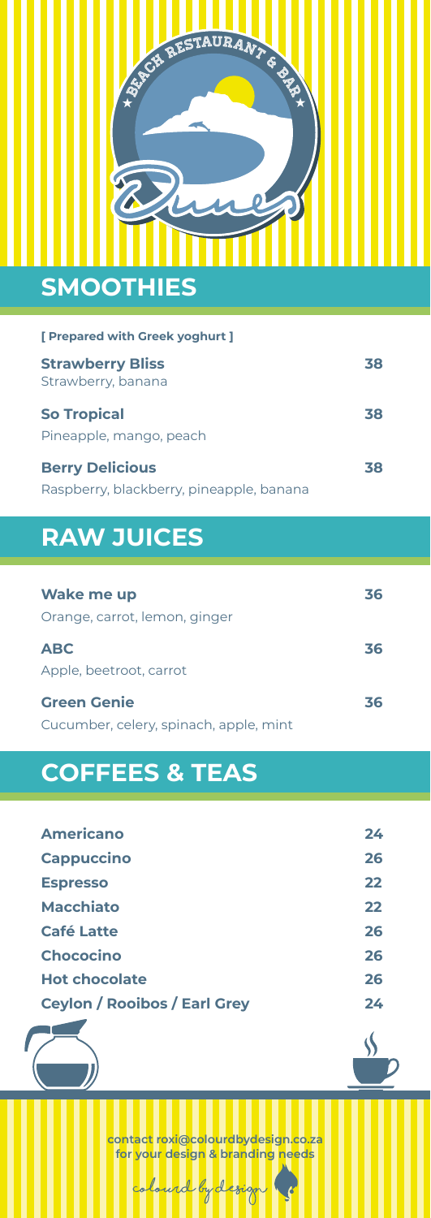BEACH RESTAURANT & BAR

Dunes

## SMOOTHIES

**[ Prepared with Greek yoghurt ]**

**Strawberry Bliss** — **38**
Strawberry, banana

**So Tropical** — **38**
Pineapple, mango, peach

**Berry Delicious** — **38**
Raspberry, blackberry, pineapple, banana

## RAW JUICES

**Wake me up** — **36**
Orange, carrot, lemon, ginger

**ABC** — **36**
Apple, beetroot, carrot

**Green Genie** — **36**
Cucumber, celery, spinach, apple, mint

## COFFEES & TEAS

| | |
|---|---|
| **Americano** | **24** |
| **Cappuccino** | **26** |
| **Espresso** | **22** |
| **Macchiato** | **22** |
| **Café Latte** | **26** |
| **Chococino** | **26** |
| **Hot chocolate** | **26** |
| **Ceylon / Rooibos / Earl Grey** | **24** |

**contact roxi@colourdbydesign.co.za for your design & branding needs**

colourd by design